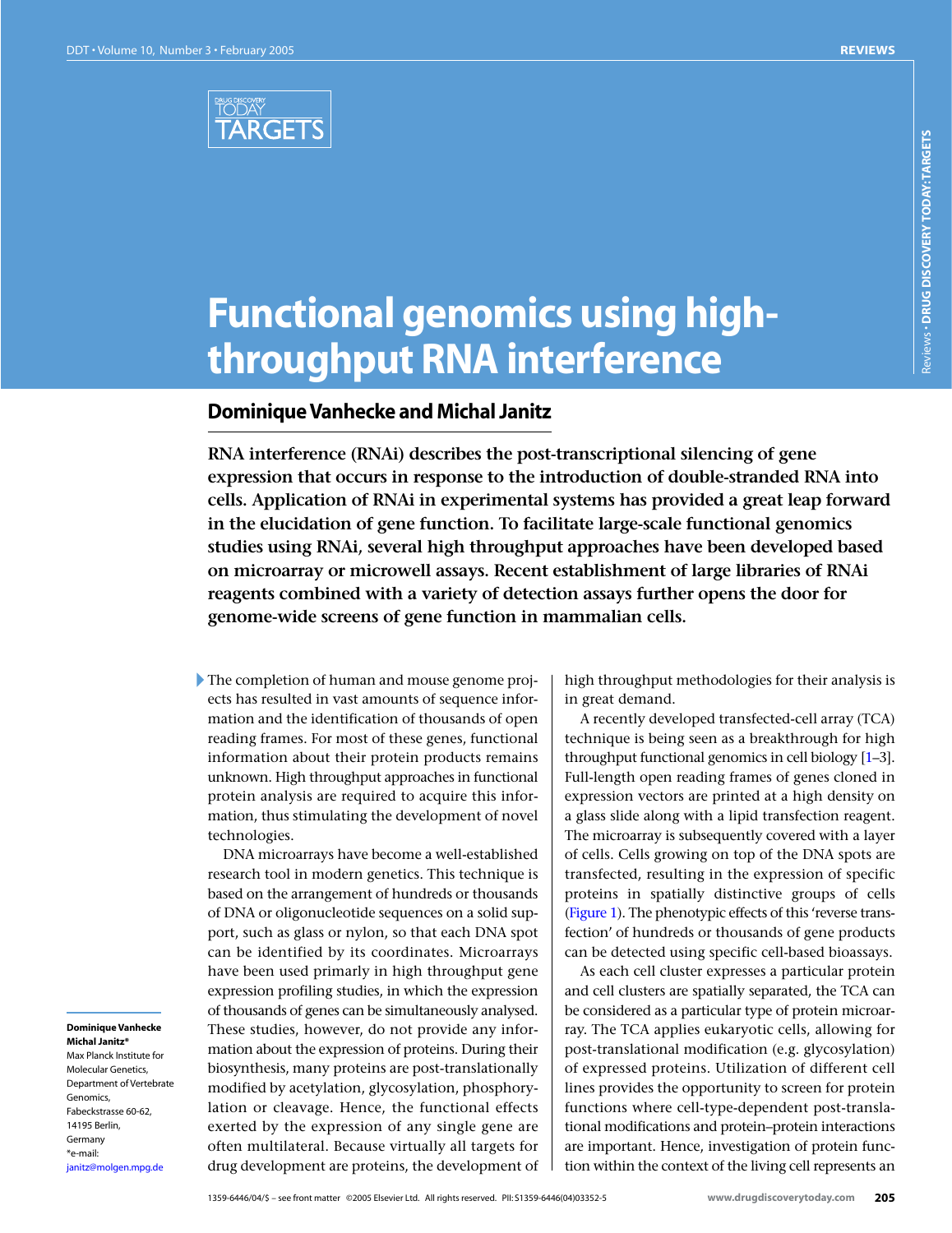# Functional genomics using high-throughput RNA interference

## Dominique Vanhecke and Michal Janitz

**RNA interference (RNAi) describes the post-transcriptional silencing of gene expression that occurs in response to the introduction of double-stranded RNA into cells. Application of RNAi in experimental systems has provided a great leap forward in the elucidation of gene function. To facilitate large-scale functional genomics studies using RNAi, several high throughput approaches have been developed based on microarray or microwell assays. Recent establishment of large libraries of RNAi reagents combined with a variety of detection assays further opens the door for genome-wide screens of gene function in mammalian cells.**

The completion of human and mouse genome projects has resulted in vast amounts of sequence information and the identification of thousands of open reading frames. For most of these genes, functional information about their protein products remains unknown. High throughput approaches in functional protein analysis are required to acquire this information, thus stimulating the development of novel technologies.

DNA microarrays have become a well-established research tool in modern genetics. This technique is based on the arrangement of hundreds or thousands of DNA or oligonucleotide sequences on a solid support, such as glass or nylon, so that each DNA spot can be identified by its coordinates. Microarrays have been used primarily in high throughput gene expression profiling studies, in which the expression of thousands of genes can be simultaneously analysed. These studies, however, do not provide any information about the expression of proteins. During their biosynthesis, many proteins are post-translationally modified by acetylation, glycosylation, phosphorylation or cleavage. Hence, the functional effects exerted by the expression of any single gene are often multilateral. Because virtually all targets for drug development are proteins, the development of high throughput methodologies for their analysis is in great demand.

A recently developed transfected-cell array (TCA) technique is being seen as a breakthrough for high throughput functional genomics in cell biology [1–3]. Full-length open reading frames of genes cloned in expression vectors are printed at a high density on a glass slide along with a lipid transfection reagent. The microarray is subsequently covered with a layer of cells. Cells growing on top of the DNA spots are transfected, resulting in the expression of specific proteins in spatially distinctive groups of cells (Figure 1). The phenotypic effects of this 'reverse transfection' of hundreds or thousands of gene products can be detected using specific cell-based bioassays.

As each cell cluster expresses a particular protein and cell clusters are spatially separated, the TCA can be considered as a particular type of protein microarray. The TCA applies eukaryotic cells, allowing for post-translational modification (e.g. glycosylation) of expressed proteins. Utilization of different cell lines provides the opportunity to screen for protein functions where cell-type-dependent post-translational modifications and protein–protein interactions are important. Hence, investigation of protein function within the context of the living cell represents an

**Dominique Vanhecke**
**Michal Janitz***
Max Planck Institute for Molecular Genetics,
Department of Vertebrate Genomics,
Fabeckstrasse 60-62,
14195 Berlin,
Germany
*e-mail:
janitz@molgen.mpg.de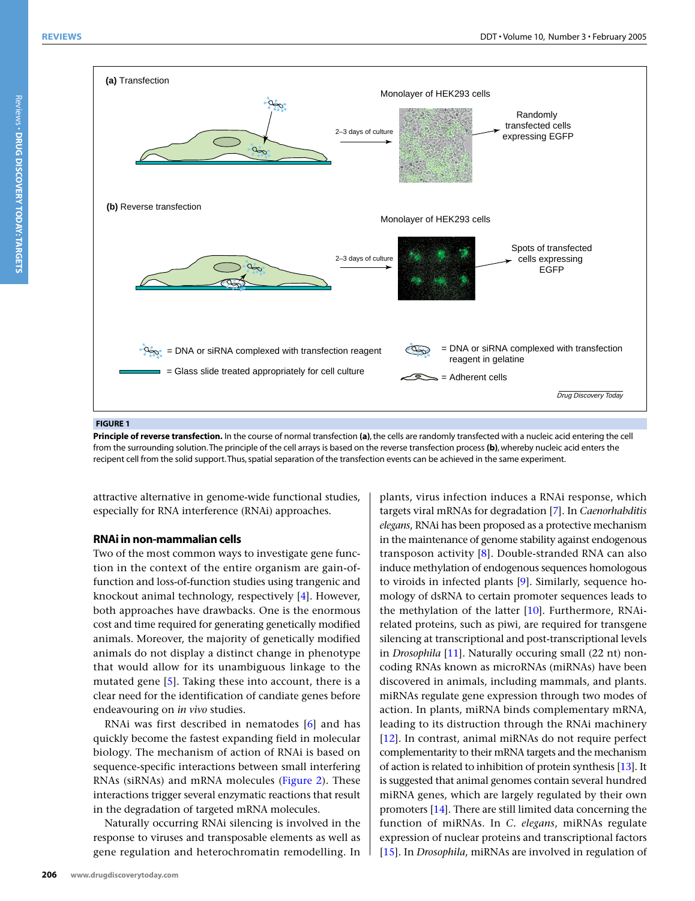**FIGURE 1**

**Principle of reverse transfection.** In the course of normal transfection **(a)**, the cells are randomly transfected with a nucleic acid entering the cell from the surrounding solution. The principle of the cell arrays is based on the reverse transfection process **(b)**, whereby nucleic acid enters the recipent cell from the solid support. Thus, spatial separation of the transfection events can be achieved in the same experiment.

attractive alternative in genome-wide functional studies, especially for RNA interference (RNAi) approaches.

## RNAi in non-mammalian cells

Two of the most common ways to investigate gene function in the context of the entire organism are gain-of-function and loss-of-function studies using trangenic and knockout animal technology, respectively [4]. However, both approaches have drawbacks. One is the enormous cost and time required for generating genetically modified animals. Moreover, the majority of genetically modified animals do not display a distinct change in phenotype that would allow for its unambiguous linkage to the mutated gene [5]. Taking these into account, there is a clear need for the identification of candiate genes before endeavouring on *in vivo* studies.

RNAi was first described in nematodes [6] and has quickly become the fastest expanding field in molecular biology. The mechanism of action of RNAi is based on sequence-specific interactions between small interfering RNAs (siRNAs) and mRNA molecules (Figure 2). These interactions trigger several enzymatic reactions that result in the degradation of targeted mRNA molecules.

Naturally occurring RNAi silencing is involved in the response to viruses and transposable elements as well as gene regulation and heterochromatin remodelling. In plants, virus infection induces a RNAi response, which targets viral mRNAs for degradation [7]. In *Caenorhabditis elegans*, RNAi has been proposed as a protective mechanism in the maintenance of genome stability against endogenous transposon activity [8]. Double-stranded RNA can also induce methylation of endogenous sequences homologous to viroids in infected plants [9]. Similarly, sequence homology of dsRNA to certain promoter sequences leads to the methylation of the latter [10]. Furthermore, RNAi-related proteins, such as piwi, are required for transgene silencing at transcriptional and post-transcriptional levels in *Drosophila* [11]. Naturally occuring small (22 nt) non-coding RNAs known as microRNAs (miRNAs) have been discovered in animals, including mammals, and plants. miRNAs regulate gene expression through two modes of action. In plants, miRNA binds complementary mRNA, leading to its distruction through the RNAi machinery [12]. In contrast, animal miRNAs do not require perfect complementarity to their mRNA targets and the mechanism of action is related to inhibition of protein synthesis [13]. It is suggested that animal genomes contain several hundred miRNA genes, which are largely regulated by their own promoters [14]. There are still limited data concerning the function of miRNAs. In *C. elegans*, miRNAs regulate expression of nuclear proteins and transcriptional factors [15]. In *Drosophila*, miRNAs are involved in regulation of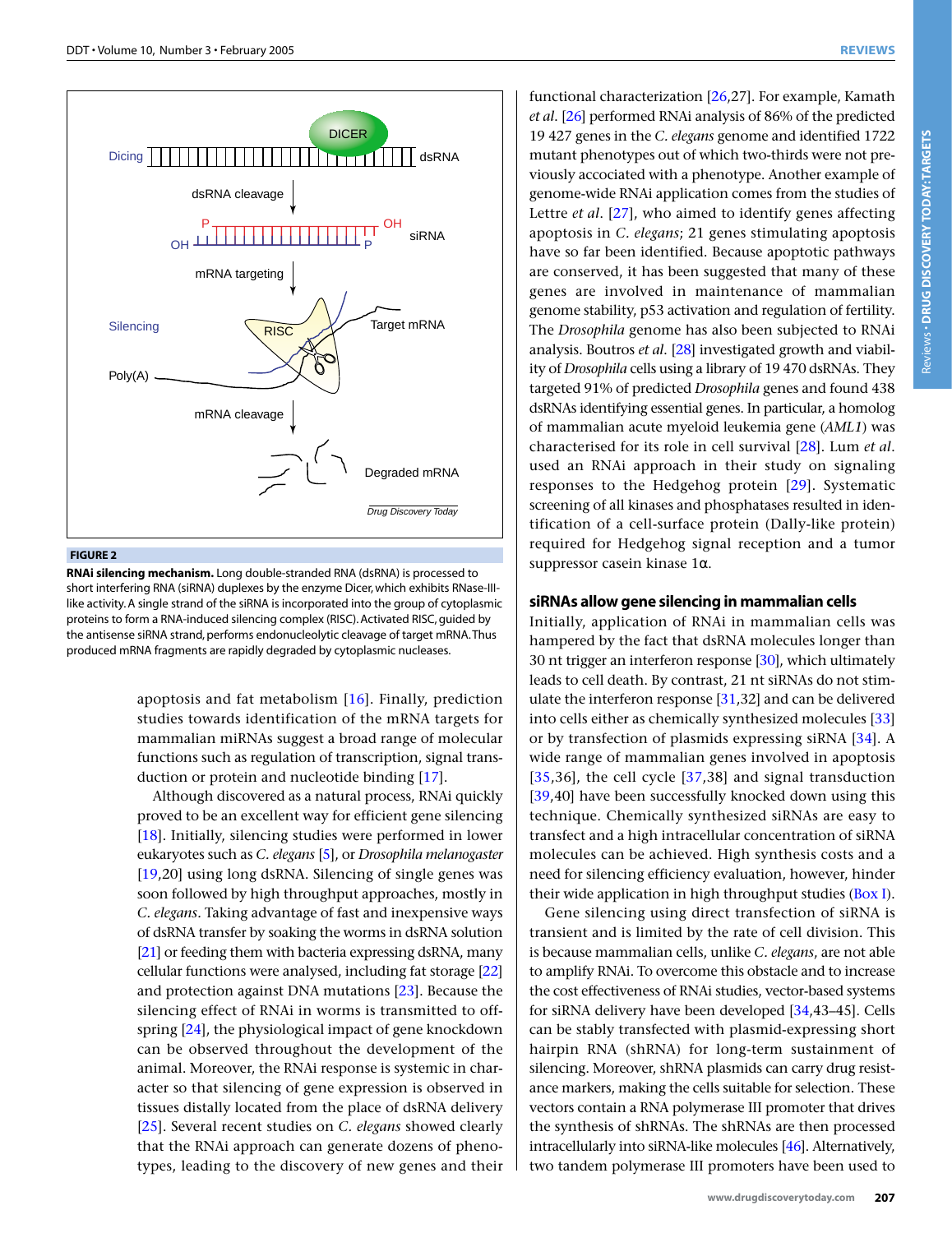FIGURE 2

**RNAi silencing mechanism.** Long double-stranded RNA (dsRNA) is processed to short interfering RNA (siRNA) duplexes by the enzyme Dicer, which exhibits RNase-III-like activity. A single strand of the siRNA is incorporated into the group of cytoplasmic proteins to form a RNA-induced silencing complex (RISC). Activated RISC, guided by the antisense siRNA strand, performs endonucleolytic cleavage of target mRNA. Thus produced mRNA fragments are rapidly degraded by cytoplasmic nucleases.

apoptosis and fat metabolism [16]. Finally, prediction studies towards identification of the mRNA targets for mammalian miRNAs suggest a broad range of molecular functions such as regulation of transcription, signal transduction or protein and nucleotide binding [17].

Although discovered as a natural process, RNAi quickly proved to be an excellent way for efficient gene silencing [18]. Initially, silencing studies were performed in lower eukaryotes such as *C. elegans* [5], or *Drosophila melanogaster* [19,20] using long dsRNA. Silencing of single genes was soon followed by high throughput approaches, mostly in *C. elegans*. Taking advantage of fast and inexpensive ways of dsRNA transfer by soaking the worms in dsRNA solution [21] or feeding them with bacteria expressing dsRNA, many cellular functions were analysed, including fat storage [22] and protection against DNA mutations [23]. Because the silencing effect of RNAi in worms is transmitted to offspring [24], the physiological impact of gene knockdown can be observed throughout the development of the animal. Moreover, the RNAi response is systemic in character so that silencing of gene expression is observed in tissues distally located from the place of dsRNA delivery [25]. Several recent studies on *C. elegans* showed clearly that the RNAi approach can generate dozens of phenotypes, leading to the discovery of new genes and their functional characterization [26,27]. For example, Kamath *et al.* [26] performed RNAi analysis of 86% of the predicted 19 427 genes in the *C. elegans* genome and identified 1722 mutant phenotypes out of which two-thirds were not previously accociated with a phenotype. Another example of genome-wide RNAi application comes from the studies of Lettre *et al.* [27], who aimed to identify genes affecting apoptosis in *C. elegans*; 21 genes stimulating apoptosis have so far been identified. Because apoptotic pathways are conserved, it has been suggested that many of these genes are involved in maintenance of mammalian genome stability, p53 activation and regulation of fertility. The *Drosophila* genome has also been subjected to RNAi analysis. Boutros *et al.* [28] investigated growth and viability of *Drosophila* cells using a library of 19 470 dsRNAs. They targeted 91% of predicted *Drosophila* genes and found 438 dsRNAs identifying essential genes. In particular, a homolog of mammalian acute myeloid leukemia gene (*AML1*) was characterised for its role in cell survival [28]. Lum *et al.* used an RNAi approach in their study on signaling responses to the Hedgehog protein [29]. Systematic screening of all kinases and phosphatases resulted in identification of a cell-surface protein (Dally-like protein) required for Hedgehog signal reception and a tumor suppressor casein kinase 1α.

## siRNAs allow gene silencing in mammalian cells

Initially, application of RNAi in mammalian cells was hampered by the fact that dsRNA molecules longer than 30 nt trigger an interferon response [30], which ultimately leads to cell death. By contrast, 21 nt siRNAs do not stimulate the interferon response [31,32] and can be delivered into cells either as chemically synthesized molecules [33] or by transfection of plasmids expressing siRNA [34]. A wide range of mammalian genes involved in apoptosis [35,36], the cell cycle [37,38] and signal transduction [39,40] have been successfully knocked down using this technique. Chemically synthesized siRNAs are easy to transfect and a high intracellular concentration of siRNA molecules can be achieved. High synthesis costs and a need for silencing efficiency evaluation, however, hinder their wide application in high throughput studies (Box I).

Gene silencing using direct transfection of siRNA is transient and is limited by the rate of cell division. This is because mammalian cells, unlike *C. elegans*, are not able to amplify RNAi. To overcome this obstacle and to increase the cost effectiveness of RNAi studies, vector-based systems for siRNA delivery have been developed [34,43–45]. Cells can be stably transfected with plasmid-expressing short hairpin RNA (shRNA) for long-term sustainment of silencing. Moreover, shRNA plasmids can carry drug resistance markers, making the cells suitable for selection. These vectors contain a RNA polymerase III promoter that drives the synthesis of shRNAs. The shRNAs are then processed intracellularly into siRNA-like molecules [46]. Alternatively, two tandem polymerase III promoters have been used to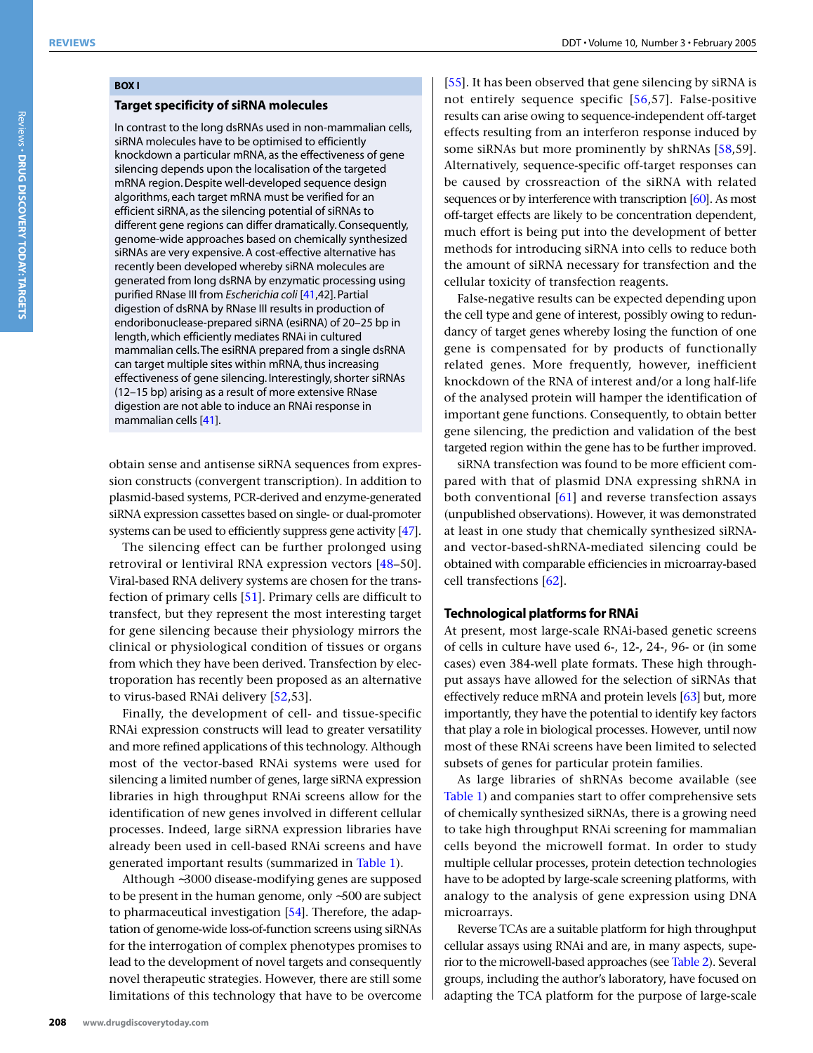**BOX I**

### Target specificity of siRNA molecules

In contrast to the long dsRNAs used in non-mammalian cells, siRNA molecules have to be optimised to efficiently knockdown a particular mRNA, as the effectiveness of gene silencing depends upon the localisation of the targeted mRNA region. Despite well-developed sequence design algorithms, each target mRNA must be verified for an efficient siRNA, as the silencing potential of siRNAs to different gene regions can differ dramatically. Consequently, genome-wide approaches based on chemically synthesized siRNAs are very expensive. A cost-effective alternative has recently been developed whereby siRNA molecules are generated from long dsRNA by enzymatic processing using purified RNase III from *Escherichia coli* [41,42]. Partial digestion of dsRNA by RNase III results in production of endoribonuclease-prepared siRNA (esiRNA) of 20–25 bp in length, which efficiently mediates RNAi in cultured mammalian cells. The esiRNA prepared from a single dsRNA can target multiple sites within mRNA, thus increasing effectiveness of gene silencing. Interestingly, shorter siRNAs (12–15 bp) arising as a result of more extensive RNase digestion are not able to induce an RNAi response in mammalian cells [41].

obtain sense and antisense siRNA sequences from expression constructs (convergent transcription). In addition to plasmid-based systems, PCR-derived and enzyme-generated siRNA expression cassettes based on single- or dual-promoter systems can be used to efficiently suppress gene activity [47].

The silencing effect can be further prolonged using retroviral or lentiviral RNA expression vectors [48–50]. Viral-based RNA delivery systems are chosen for the transfection of primary cells [51]. Primary cells are difficult to transfect, but they represent the most interesting target for gene silencing because their physiology mirrors the clinical or physiological condition of tissues or organs from which they have been derived. Transfection by electroporation has recently been proposed as an alternative to virus-based RNAi delivery [52,53].

Finally, the development of cell- and tissue-specific RNAi expression constructs will lead to greater versatility and more refined applications of this technology. Although most of the vector-based RNAi systems were used for silencing a limited number of genes, large siRNA expression libraries in high throughput RNAi screens allow for the identification of new genes involved in different cellular processes. Indeed, large siRNA expression libraries have already been used in cell-based RNAi screens and have generated important results (summarized in Table 1).

Although ~3000 disease-modifying genes are supposed to be present in the human genome, only ~500 are subject to pharmaceutical investigation [54]. Therefore, the adaptation of genome-wide loss-of-function screens using siRNAs for the interrogation of complex phenotypes promises to lead to the development of novel targets and consequently novel therapeutic strategies. However, there are still some limitations of this technology that have to be overcome [55]. It has been observed that gene silencing by siRNA is not entirely sequence specific [56,57]. False-positive results can arise owing to sequence-independent off-target effects resulting from an interferon response induced by some siRNAs but more prominently by shRNAs [58,59]. Alternatively, sequence-specific off-target responses can be caused by crossreaction of the siRNA with related sequences or by interference with transcription [60]. As most off-target effects are likely to be concentration dependent, much effort is being put into the development of better methods for introducing siRNA into cells to reduce both the amount of siRNA necessary for transfection and the cellular toxicity of transfection reagents.

False-negative results can be expected depending upon the cell type and gene of interest, possibly owing to redundancy of target genes whereby losing the function of one gene is compensated for by products of functionally related genes. More frequently, however, inefficient knockdown of the RNA of interest and/or a long half-life of the analysed protein will hamper the identification of important gene functions. Consequently, to obtain better gene silencing, the prediction and validation of the best targeted region within the gene has to be further improved.

siRNA transfection was found to be more efficient compared with that of plasmid DNA expressing shRNA in both conventional [61] and reverse transfection assays (unpublished observations). However, it was demonstrated at least in one study that chemically synthesized siRNA- and vector-based-shRNA-mediated silencing could be obtained with comparable efficiencies in microarray-based cell transfections [62].

## Technological platforms for RNAi

At present, most large-scale RNAi-based genetic screens of cells in culture have used 6-, 12-, 24-, 96- or (in some cases) even 384-well plate formats. These high throughput assays have allowed for the selection of siRNAs that effectively reduce mRNA and protein levels [63] but, more importantly, they have the potential to identify key factors that play a role in biological processes. However, until now most of these RNAi screens have been limited to selected subsets of genes for particular protein families.

As large libraries of shRNAs become available (see Table 1) and companies start to offer comprehensive sets of chemically synthesized siRNAs, there is a growing need to take high throughput RNAi screening for mammalian cells beyond the microwell format. In order to study multiple cellular processes, protein detection technologies have to be adopted by large-scale screening platforms, with analogy to the analysis of gene expression using DNA microarrays.

Reverse TCAs are a suitable platform for high throughput cellular assays using RNAi and are, in many aspects, superior to the microwell-based approaches (see Table 2). Several groups, including the author's laboratory, have focused on adapting the TCA platform for the purpose of large-scale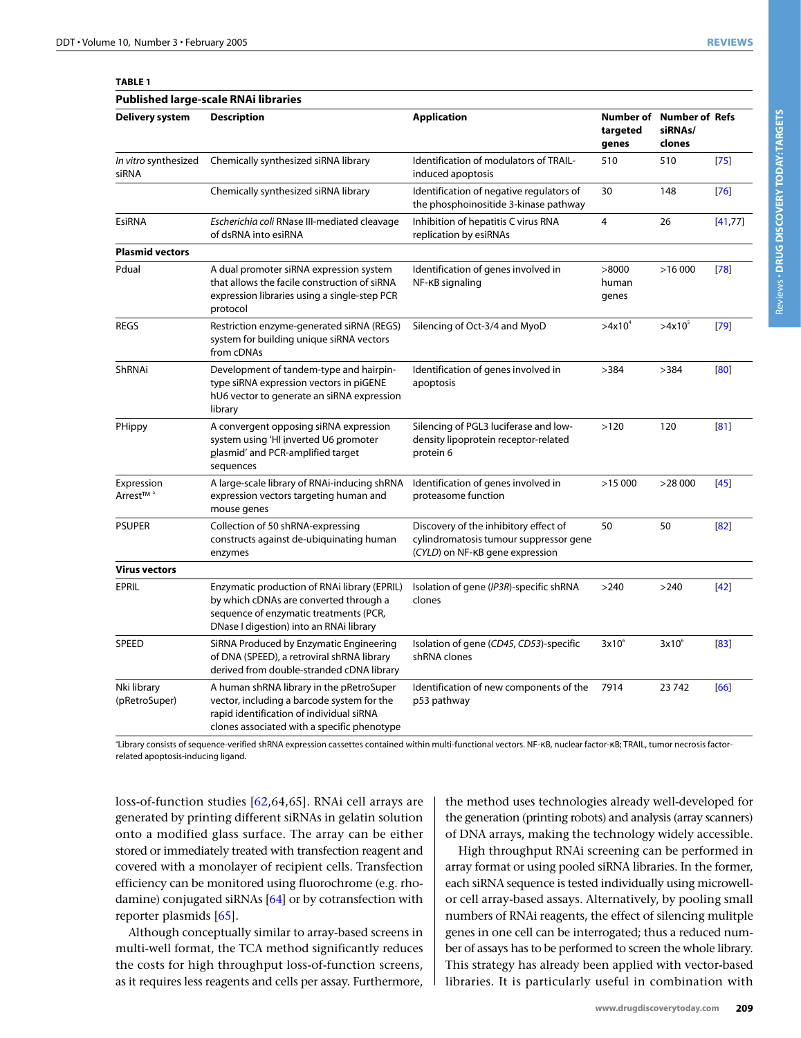**TABLE 1**

**Published large-scale RNAi libraries**

| Delivery system | Description | Application | Number of targeted genes | Number of siRNAs/ clones | Refs |
|---|---|---|---|---|---|
| *In vitro* synthesized siRNA | Chemically synthesized siRNA library | Identification of modulators of TRAIL-induced apoptosis | 510 | 510 | [75] |
| | Chemically synthesized siRNA library | Identification of negative regulators of the phosphoinositide 3-kinase pathway | 30 | 148 | [76] |
| EsiRNA | *Escherichia coli* RNase III-mediated cleavage of dsRNA into esiRNA | Inhibition of hepatitis C virus RNA replication by esiRNAs | 4 | 26 | [41,77] |
| **Plasmid vectors** | | | | | |
| Pdual | A dual promoter siRNA expression system that allows the facile construction of siRNA expression libraries using a single-step PCR protocol | Identification of genes involved in NF-κB signaling | >8000 human genes | >16 000 | [78] |
| REGS | Restriction enzyme-generated siRNA (REGS) system for building unique siRNA vectors from cDNAs | Silencing of Oct-3/4 and MyoD | $>4\times10^4$ | $>4\times10^5$ | [79] |
| ShRNAi | Development of tandem-type and hairpin-type siRNA expression vectors in piGENE hU6 vector to generate an siRNA expression library | Identification of genes involved in apoptosis | >384 | >384 | [80] |
| PHippy | A convergent opposing siRNA expression system using 'HI inverted U6 promoter plasmid' and PCR-amplified target sequences | Silencing of PGL3 luciferase and low-density lipoprotein receptor-related protein 6 | >120 | 120 | [81] |
| Expression Arrest™ [a] | A large-scale library of RNAi-inducing shRNA expression vectors targeting human and mouse genes | Identification of genes involved in proteasome function | >15 000 | >28 000 | [45] |
| PSUPER | Collection of 50 shRNA-expressing constructs against de-ubiquitinating human enzymes | Discovery of the inhibitory effect of cylindromatosis tumour suppressor gene (*CYLD*) on NF-κB gene expression | 50 | 50 | [82] |
| **Virus vectors** | | | | | |
| EPRIL | Enzymatic production of RNAi library (EPRIL) by which cDNAs are converted through a sequence of enzymatic treatments (PCR, DNase I digestion) into an RNAi library | Isolation of gene (*IP3R*)-specific shRNA clones | >240 | >240 | [42] |
| SPEED | SiRNA Produced by Enzymatic Engineering of DNA (SPEED), a retroviral shRNA library derived from double-stranded cDNA library | Isolation of gene (*CD45*, *CD53*)-specific shRNA clones | $3\times10^6$ | $3\times10^6$ | [83] |
| Nki library (pRetroSuper) | A human shRNA library in the pRetroSuper vector, including a barcode system for the rapid identification of individual siRNA clones associated with a specific phenotype | Identification of new components of the p53 pathway | 7914 | 23 742 | [66] |

[a]Library consists of sequence-verified shRNA expression cassettes contained within multi-functional vectors. NF-κB, nuclear factor-κB; TRAIL, tumor necrosis factor-related apoptosis-inducing ligand.

loss-of-function studies [62,64,65]. RNAi cell arrays are generated by printing different siRNAs in gelatin solution onto a modified glass surface. The array can be either stored or immediately treated with transfection reagent and covered with a monolayer of recipient cells. Transfection efficiency can be monitored using fluorochrome (e.g. rhodamine) conjugated siRNAs [64] or by cotransfection with reporter plasmids [65].

Although conceptually similar to array-based screens in multi-well format, the TCA method significantly reduces the costs for high throughput loss-of-function screens, as it requires less reagents and cells per assay. Furthermore, the method uses technologies already well-developed for the generation (printing robots) and analysis (array scanners) of DNA arrays, making the technology widely accessible.

High throughput RNAi screening can be performed in array format or using pooled siRNA libraries. In the former, each siRNA sequence is tested individually using microwell- or cell array-based assays. Alternatively, by pooling small numbers of RNAi reagents, the effect of silencing mulitple genes in one cell can be interrogated; thus a reduced number of assays has to be performed to screen the whole library. This strategy has already been applied with vector-based libraries. It is particularly useful in combination with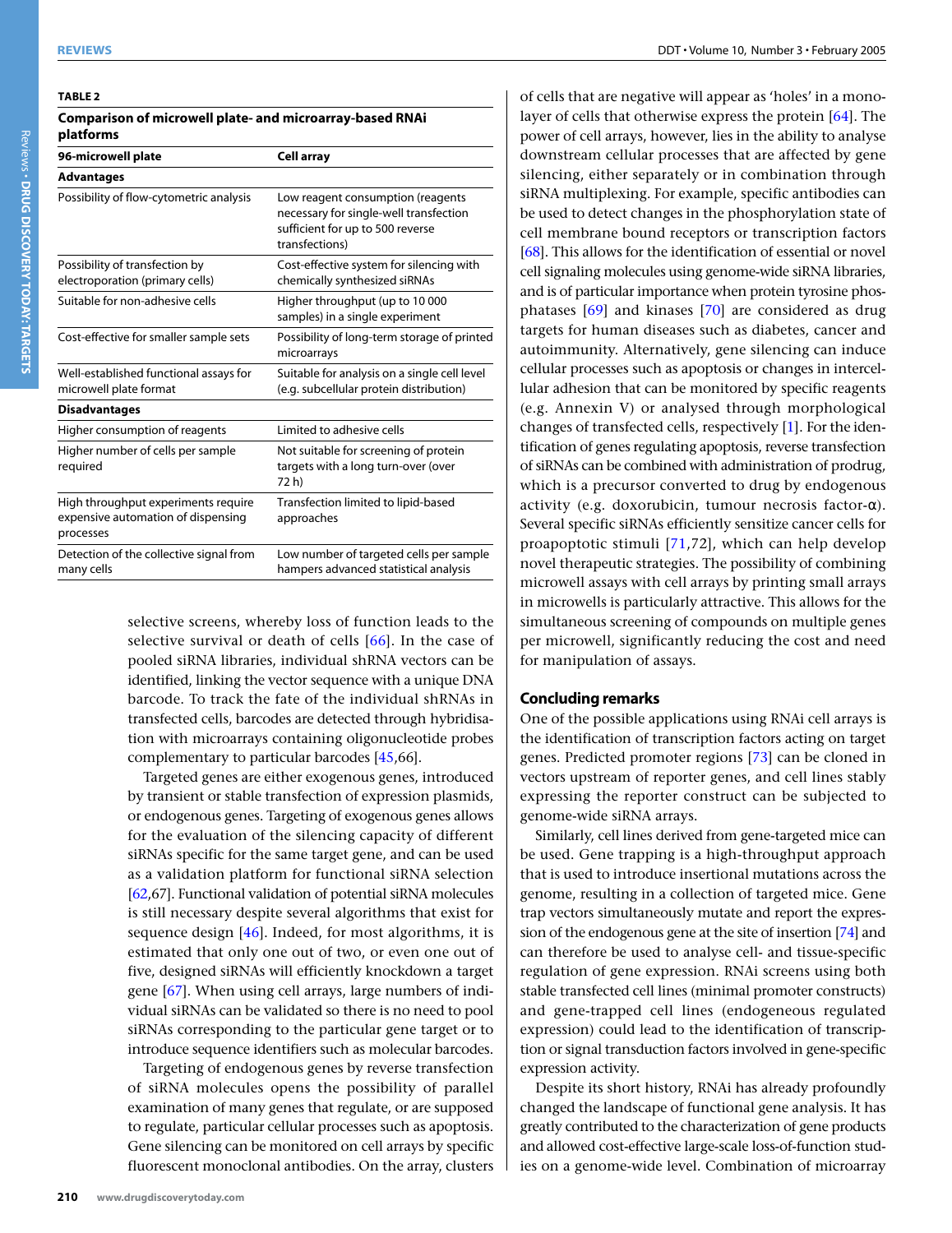**TABLE 2**

**Comparison of microwell plate- and microarray-based RNAi platforms**

| 96-microwell plate | Cell array |
|---|---|
| **Advantages** | |
| Possibility of flow-cytometric analysis | Low reagent consumption (reagents necessary for single-well transfection sufficient for up to 500 reverse transfections) |
| Possibility of transfection by electroporation (primary cells) | Cost-effective system for silencing with chemically synthesized siRNAs |
| Suitable for non-adhesive cells | Higher throughput (up to 10 000 samples) in a single experiment |
| Cost-effective for smaller sample sets | Possibility of long-term storage of printed microarrays |
| Well-established functional assays for microwell plate format | Suitable for analysis on a single cell level (e.g. subcellular protein distribution) |
| **Disadvantages** | |
| Higher consumption of reagents | Limited to adhesive cells |
| Higher number of cells per sample required | Not suitable for screening of protein targets with a long turn-over (over 72 h) |
| High throughput experiments require expensive automation of dispensing processes | Transfection limited to lipid-based approaches |
| Detection of the collective signal from many cells | Low number of targeted cells per sample hampers advanced statistical analysis |

selective screens, whereby loss of function leads to the selective survival or death of cells [66]. In the case of pooled siRNA libraries, individual shRNA vectors can be identified, linking the vector sequence with a unique DNA barcode. To track the fate of the individual shRNAs in transfected cells, barcodes are detected through hybridisation with microarrays containing oligonucleotide probes complementary to particular barcodes [45,66].

Targeted genes are either exogenous genes, introduced by transient or stable transfection of expression plasmids, or endogenous genes. Targeting of exogenous genes allows for the evaluation of the silencing capacity of different siRNAs specific for the same target gene, and can be used as a validation platform for functional siRNA selection [62,67]. Functional validation of potential siRNA molecules is still necessary despite several algorithms that exist for sequence design [46]. Indeed, for most algorithms, it is estimated that only one out of two, or even one out of five, designed siRNAs will efficiently knockdown a target gene [67]. When using cell arrays, large numbers of individual siRNAs can be validated so there is no need to pool siRNAs corresponding to the particular gene target or to introduce sequence identifiers such as molecular barcodes.

Targeting of endogenous genes by reverse transfection of siRNA molecules opens the possibility of parallel examination of many genes that regulate, or are supposed to regulate, particular cellular processes such as apoptosis. Gene silencing can be monitored on cell arrays by specific fluorescent monoclonal antibodies. On the array, clusters of cells that are negative will appear as 'holes' in a monolayer of cells that otherwise express the protein [64]. The power of cell arrays, however, lies in the ability to analyse downstream cellular processes that are affected by gene silencing, either separately or in combination through siRNA multiplexing. For example, specific antibodies can be used to detect changes in the phosphorylation state of cell membrane bound receptors or transcription factors [68]. This allows for the identification of essential or novel cell signaling molecules using genome-wide siRNA libraries, and is of particular importance when protein tyrosine phosphatases [69] and kinases [70] are considered as drug targets for human diseases such as diabetes, cancer and autoimmunity. Alternatively, gene silencing can induce cellular processes such as apoptosis or changes in intercellular adhesion that can be monitored by specific reagents (e.g. Annexin V) or analysed through morphological changes of transfected cells, respectively [1]. For the identification of genes regulating apoptosis, reverse transfection of siRNAs can be combined with administration of prodrug, which is a precursor converted to drug by endogenous activity (e.g. doxorubicin, tumour necrosis factor-α). Several specific siRNAs efficiently sensitize cancer cells for proapoptotic stimuli [71,72], which can help develop novel therapeutic strategies. The possibility of combining microwell assays with cell arrays by printing small arrays in microwells is particularly attractive. This allows for the simultaneous screening of compounds on multiple genes per microwell, significantly reducing the cost and need for manipulation of assays.

## Concluding remarks

One of the possible applications using RNAi cell arrays is the identification of transcription factors acting on target genes. Predicted promoter regions [73] can be cloned in vectors upstream of reporter genes, and cell lines stably expressing the reporter construct can be subjected to genome-wide siRNA arrays.

Similarly, cell lines derived from gene-targeted mice can be used. Gene trapping is a high-throughput approach that is used to introduce insertional mutations across the genome, resulting in a collection of targeted mice. Gene trap vectors simultaneously mutate and report the expression of the endogenous gene at the site of insertion [74] and can therefore be used to analyse cell- and tissue-specific regulation of gene expression. RNAi screens using both stable transfected cell lines (minimal promoter constructs) and gene-trapped cell lines (endogeneous regulated expression) could lead to the identification of transcription or signal transduction factors involved in gene-specific expression activity.

Despite its short history, RNAi has already profoundly changed the landscape of functional gene analysis. It has greatly contributed to the characterization of gene products and allowed cost-effective large-scale loss-of-function studies on a genome-wide level. Combination of microarray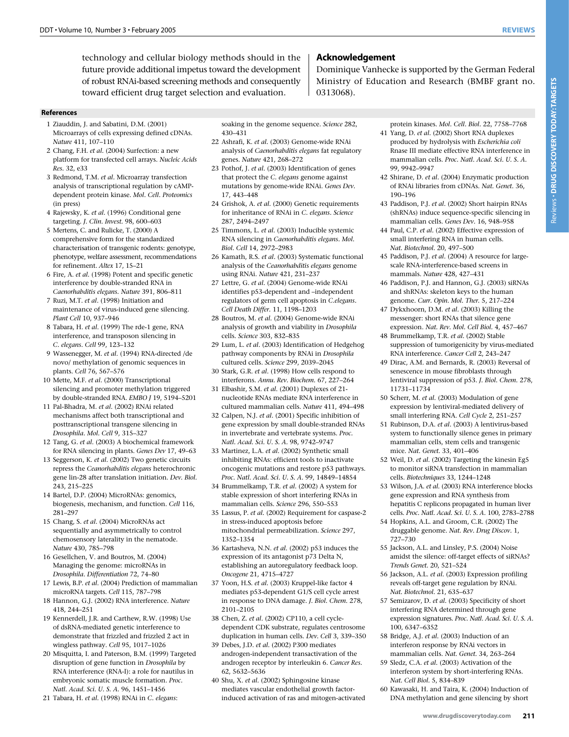technology and cellular biology methods should in the future provide additional impetus toward the development of robust RNAi-based screening methods and consequently toward efficient drug target selection and evaluation.

## Acknowledgement

Dominique Vanhecke is supported by the German Federal Ministry of Education and Research (BMBF grant no. 0313068).

## References

1 Ziauddin, J. and Sabatini, D.M. (2001) Microarrays of cells expressing defined cDNAs. *Nature* 411, 107–110

2 Chang, F.H. *et al*. (2004) Surfection: a new platform for transfected cell arrays. *Nucleic Acids Res*. 32, e33

3 Redmond, T.M. *et al*. Microarray transfection analysis of transcriptional regulation by cAMP-dependent protein kinase. *Mol. Cell. Proteomics* (in press)

4 Rajewsky, K. *et al*. (1996) Conditional gene targeting. *J. Clin. Invest*. 98, 600–603

5 Mertens, C. and Rulicke, T. (2000) A comprehensive form for the standardized characterisation of transgenic rodents: genotype, phenotype, welfare assessment, recommendations for refinement. *Altex* 17, 15–21

6 Fire, A. *et al*. (1998) Potent and specific genetic interference by double-stranded RNA in *Caenorhabditis elegans*. *Nature* 391, 806–811

7 Ruzi, M.T. *et al*. (1998) Initiation and maintenance of virus-induced gene silencing. *Plant Cell* 10, 937–946

8 Tabara, H. *et al*. (1999) The rde-1 gene, RNA interference, and transposon silencing in *C. elegans*. *Cell* 99, 123–132

9 Wassenegger, M. *et al*. (1994) RNA-directed /de novo/ methylation of genomic sequences in plants. *Cell* 76, 567–576

10 Mette, M.F. *et al*. (2000) Transcriptional silencing and promoter methylation triggered by double-stranded RNA. *EMBO J* 19, 5194–5201

11 Pal-Bhadra, M. *et al*. (2002) RNAi related mechanisms affect both transcriptional and posttranscriptional transgene silencing in *Drosophila*. *Mol. Cell* 9, 315–327

12 Tang, G. *et al*. (2003) A biochemical framework for RNA silencing in plants. *Genes Dev* 17, 49–63

13 Seggerson, K. *et al*. (2002) Two genetic circuits repress the *Ceanorhabditis elegans* heterochronic gene lin-28 after translation initiation. *Dev. Biol*. 243, 215–225

14 Bartel, D.P. (2004) MicroRNAs: genomics, biogenesis, mechanism, and function. *Cell* 116, 281–297

15 Chang, S. *et al*. (2004) MicroRNAs act sequentially and asymmetrically to control chemosensory laterality in the nematode. *Nature* 430, 785–798

16 Gesellchen, V. and Boutros, M. (2004) Managing the genome: microRNAs in *Drosophila*. *Differentiation* 72, 74–80

17 Lewis, B.P. *et al*. (2004) Prediction of mammalian microRNA targets. *Cell* 115, 787–798

18 Hannon, G.J. (2002) RNA interference. *Nature* 418, 244–251

19 Kennerdell, J.R. and Carthew, R.W. (1998) Use of dsRNA-mediated genetic interference to demonstrate that frizzled and frizzled 2 act in wingless pathway. *Cell* 95, 1017–1026

20 Misquitta, I. and Paterson, B.M. (1999) Targeted disruption of gene function in *Drosophila* by RNA interference (RNA-I): a role for nautilus in embryonic somatic muscle formation. *Proc. Natl. Acad. Sci. U. S. A*. 96, 1451–1456

21 Tabara, H. *et al*. (1998) RNAi in *C. elegans*: soaking in the genome sequence. *Science* 282, 430–431

22 Ashrafi, K. *et al*. (2003) Genome-wide RNAi analysis of *Caenorhabditis elegans* fat regulatory genes. *Nature* 421, 268–272

23 Pothof, J. *et al*. (2003) Identification of genes that protect the *C. elegans* genome against mutations by genome-wide RNAi. *Genes Dev*. 17, 443–448

24 Grishok, A. *et al*. (2000) Genetic requirements for inheritance of RNAi in *C. elegans*. *Science* 287, 2494–2497

25 Timmons, L. *et al*. (2003) Inducible systemic RNA silencing in *Caenorhabditis elegans*. *Mol. Biol. Cell* 14, 2972–2983

26 Kamath, R.S. *et al*. (2003) Systematic functional analysis of the *Ceanorhabditis elegans* genome using RNAi. *Nature* 421, 231–237

27 Lettre, G. *et al*. (2004) Genome-wide RNAi identifies p53-dependent and –independent regulators of germ cell apoptosis in *C.elegans*. *Cell Death Differ*. 11, 1198–1203

28 Boutros, M. *et al*. (2004) Genome-wide RNAi analysis of growth and viability in *Drosophila* cells. *Science* 303, 832–835

29 Lum, L. *et al*. (2003) Identification of Hedgehog pathway components by RNAi in *Drosophila* cultured cells. *Science* 299, 2039–2045

30 Stark, G.R. *et al*. (1998) How cells respond to interferons. *Annu. Rev. Biochem*. 67, 227–264

31 Elbashir, S.M. *et al*. (2001) Duplexes of 21-nucleotide RNAs mediate RNA interference in cultured mammalian cells. *Nature* 411, 494–498

32 Calpen, N.J. *et al*. (2001) Specific inhibition of gene expression by small double-stranded RNAs in invertebrate and vertebrate systems. *Proc. Natl. Acad. Sci. U. S. A*. 98, 9742–9747

33 Martinez, L.A. *et al*. (2002) Synthetic small inhibiting RNAs: efficient tools to inactivate oncogenic mutations and restore p53 pathways. *Proc. Natl. Acad. Sci. U. S. A*. 99, 14849–14854

34 Brummelkamp, T.R. *et al*. (2002) A system for stable expression of short interfering RNAs in mammalian cells. *Science* 296, 550–553

35 Lassus, P. *et al*. (2002) Requirement for caspase-2 in stress-induced apoptosis before mitochondrial permeabilization. *Science* 297, 1352–1354

36 Kartasheva, N.N. *et al*. (2002) p53 induces the expression of its antagonist p73 Delta N, establishing an autoregulatory feedback loop. *Oncogene* 21, 4715–4727

37 Yoon, H.S. *et al*. (2003) Kruppel-like factor 4 mediates p53-dependent G1/S cell cycle arrest in response to DNA damage. *J. Biol. Chem*. 278, 2101–2105

38 Chen, Z. *et al*. (2002) CP110, a cell cycle-dependent CDK substrate, regulates centrosome duplication in human cells. *Dev. Cell* 3, 339–350

39 Debes, J.D. *et al*. (2002) P300 mediates androgen-independent transactivation of the androgen receptor by interleukin 6. *Cancer Res*. 62, 5632–5636

40 Shu, X. *et al*. (2002) Sphingosine kinase mediates vascular endothelial growth factor-induced activation of ras and mitogen-activated protein kinases. *Mol. Cell. Biol*. 22, 7758–7768

41 Yang, D. *et al*. (2002) Short RNA duplexes produced by hydrolysis with *Escherichia coli* Rnase III mediate effective RNA interference in mammalian cells. *Proc. Natl. Acad. Sci. U. S. A*. 99, 9942–9947

42 Shirane, D. *et al*. (2004) Enzymatic production of RNAi libraries from cDNAs. *Nat. Genet*. 36, 190–196

43 Paddison, P.J. *et al*. (2002) Short hairpin RNAs (shRNAs) induce sequence-specific silencing in mammalian cells. *Genes Dev*. 16, 948–958

44 Paul, C.P. *et al*. (2002) Effective expression of small interfering RNA in human cells. *Nat. Biotechnol*. 20, 497–500

45 Paddison, P.J. *et al*. (2004) A resource for large-scale RNA-interference-based screens in mammals. *Nature* 428, 427–431

46 Paddison, P.J. and Hannon, G.J. (2003) siRNAs and shRNAs: skeleton keys to the human genome. *Curr. Opin. Mol. Ther*. 5, 217–224

47 Dykxhoorn, D.M. *et al*. (2003) Killing the messenger: short RNAs that silence gene expression. *Nat. Rev. Mol. Cell Biol*. 4, 457–467

48 Brummelkamp, T.R. *et al*. (2002) Stable suppression of tumorigenicity by virus-mediated RNA interference. *Cancer Cell* 2, 243–247

49 Dirac, A.M. and Bernards, R. (2003) Reversal of senescence in mouse fibroblasts through lentiviral suppression of p53. *J. Biol. Chem*. 278, 11731–11734

50 Scherr, M. *et al*. (2003) Modulation of gene expression by lentiviral-mediated delivery of small interfering RNA. *Cell Cycle* 2, 251–257

51 Rubinson, D.A. *et al*. (2003) A lentivirus-based system to functionally silence genes in primary mammalian cells, stem cells and transgenic mice. *Nat. Genet*. 33, 401–406

52 Weil, D. *et al*. (2002) Targeting the kinesin Eg5 to monitor siRNA transfection in mammalian cells. *Biotechniques* 33, 1244–1248

53 Wilson, J.A. *et al*. (2003) RNA interference blocks gene expression and RNA synthesis from hepatitis C replicons propagated in human liver cells. *Proc. Natl. Acad. Sci. U. S. A*. 100, 2783–2788

54 Hopkins, A.L. and Groom, C.R. (2002) The druggable genome. *Nat. Rev. Drug Discov*. 1, 727–730

55 Jackson, A.L. and Linsley, P.S. (2004) Noise amidst the silence: off-target effects of siRNAs? *Trends Genet*. 20, 521–524

56 Jackson, A.L. *et al*. (2003) Expression profiling reveals off-target gene regulation by RNAi. *Nat. Biotechnol*. 21, 635–637

57 Semizarov, D. *et al*. (2003) Specificity of short interfering RNA determined through gene expression signatures. *Proc. Natl. Acad. Sci. U. S. A*. 100, 6347–6352

58 Bridge, A.J. *et al*. (2003) Induction of an interferon response by RNAi vectors in mammalian cells. *Nat. Genet*. 34, 263–264

59 Sledz, C.A. *et al*. (2003) Activation of the interferon system by short-interfering RNAs. *Nat. Cell Biol*. 5, 834–839

60 Kawasaki, H. and Taira, K. (2004) Induction of DNA methylation and gene silencing by short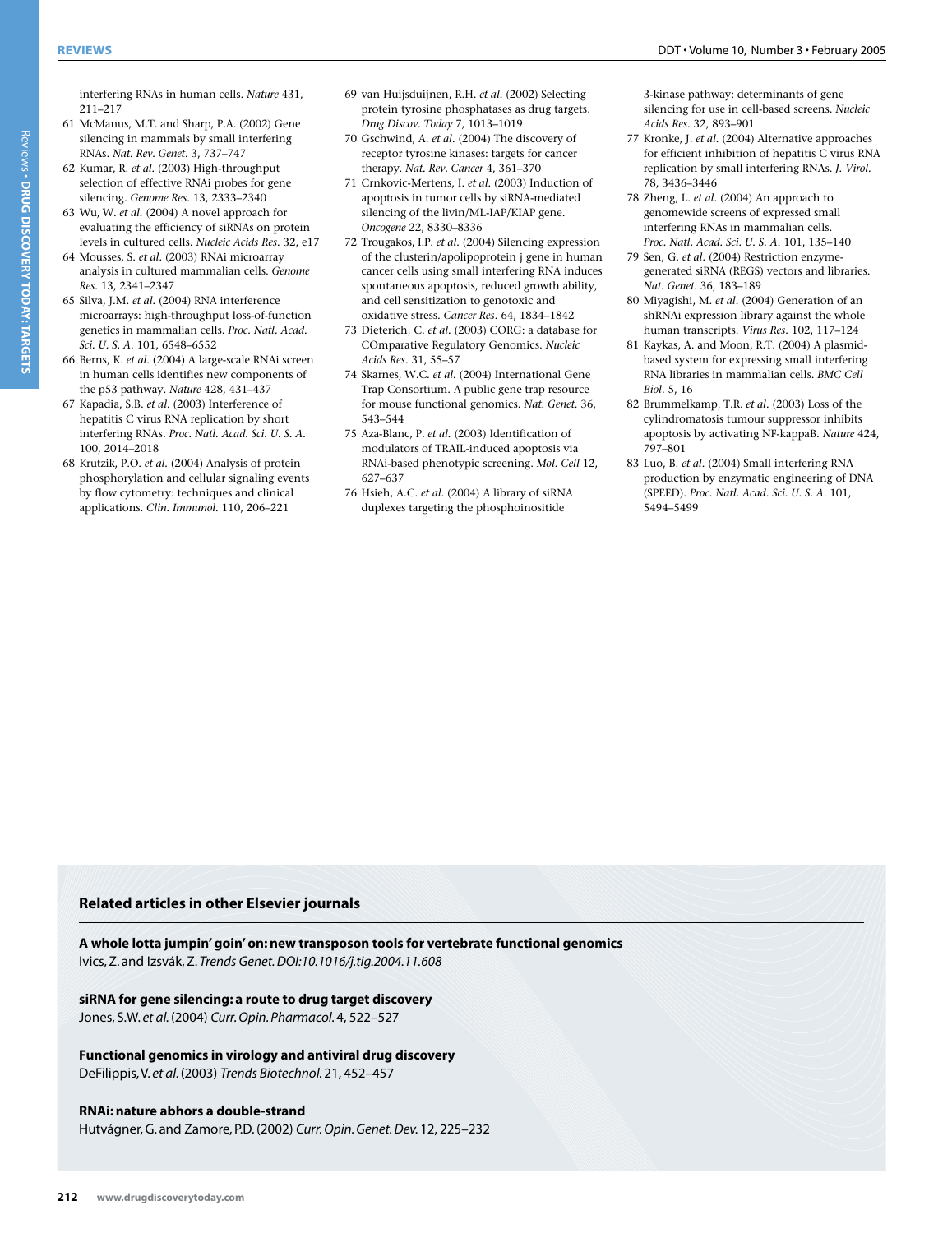interfering RNAs in human cells. *Nature* 431, 211–217

61 McManus, M.T. and Sharp, P.A. (2002) Gene silencing in mammals by small interfering RNAs. *Nat. Rev. Genet.* 3, 737–747

62 Kumar, R. *et al.* (2003) High-throughput selection of effective RNAi probes for gene silencing. *Genome Res.* 13, 2333–2340

63 Wu, W. *et al.* (2004) A novel approach for evaluating the efficiency of siRNAs on protein levels in cultured cells. *Nucleic Acids Res.* 32, e17

64 Mousses, S. *et al.* (2003) RNAi microarray analysis in cultured mammalian cells. *Genome Res.* 13, 2341–2347

65 Silva, J.M. *et al.* (2004) RNA interference microarrays: high-throughput loss-of-function genetics in mammalian cells. *Proc. Natl. Acad. Sci. U. S. A.* 101, 6548–6552

66 Berns, K. *et al.* (2004) A large-scale RNAi screen in human cells identifies new components of the p53 pathway. *Nature* 428, 431–437

67 Kapadia, S.B. *et al.* (2003) Interference of hepatitis C virus RNA replication by short interfering RNAs. *Proc. Natl. Acad. Sci. U. S. A.* 100, 2014–2018

68 Krutzik, P.O. *et al.* (2004) Analysis of protein phosphorylation and cellular signaling events by flow cytometry: techniques and clinical applications. *Clin. Immunol.* 110, 206–221

69 van Huijsduijnen, R.H. *et al.* (2002) Selecting protein tyrosine phosphatases as drug targets. *Drug Discov. Today* 7, 1013–1019

70 Gschwind, A. *et al.* (2004) The discovery of receptor tyrosine kinases: targets for cancer therapy. *Nat. Rev. Cancer* 4, 361–370

71 Crnkovic-Mertens, I. *et al.* (2003) Induction of apoptosis in tumor cells by siRNA-mediated silencing of the livin/ML-IAP/KIAP gene. *Oncogene* 22, 8330–8336

72 Trougakos, I.P. *et al.* (2004) Silencing expression of the clusterin/apolipoprotein j gene in human cancer cells using small interfering RNA induces spontaneous apoptosis, reduced growth ability, and cell sensitization to genotoxic and oxidative stress. *Cancer Res.* 64, 1834–1842

73 Dieterich, C. *et al.* (2003) CORG: a database for COmparative Regulatory Genomics. *Nucleic Acids Res.* 31, 55–57

74 Skarnes, W.C. *et al.* (2004) International Gene Trap Consortium. A public gene trap resource for mouse functional genomics. *Nat. Genet.* 36, 543–544

75 Aza-Blanc, P. *et al.* (2003) Identification of modulators of TRAIL-induced apoptosis via RNAi-based phenotypic screening. *Mol. Cell* 12, 627–637

76 Hsieh, A.C. *et al.* (2004) A library of siRNA duplexes targeting the phosphoinositide 3-kinase pathway: determinants of gene silencing for use in cell-based screens. *Nucleic Acids Res.* 32, 893–901

77 Kronke, J. *et al.* (2004) Alternative approaches for efficient inhibition of hepatitis C virus RNA replication by small interfering RNAs. *J. Virol.* 78, 3436–3446

78 Zheng, L. *et al.* (2004) An approach to genomewide screens of expressed small interfering RNAs in mammalian cells. *Proc. Natl. Acad. Sci. U. S. A.* 101, 135–140

79 Sen, G. *et al.* (2004) Restriction enzyme-generated siRNA (REGS) vectors and libraries. *Nat. Genet.* 36, 183–189

80 Miyagishi, M. *et al.* (2004) Generation of an shRNAi expression library against the whole human transcripts. *Virus Res.* 102, 117–124

81 Kaykas, A. and Moon, R.T. (2004) A plasmid-based system for expressing small interfering RNA libraries in mammalian cells. *BMC Cell Biol.* 5, 16

82 Brummelkamp, T.R. *et al.* (2003) Loss of the cylindromatosis tumour suppressor inhibits apoptosis by activating NF-kappaB. *Nature* 424, 797–801

83 Luo, B. *et al.* (2004) Small interfering RNA production by enzymatic engineering of DNA (SPEED). *Proc. Natl. Acad. Sci. U. S. A.* 101, 5494–5499

## Related articles in other Elsevier journals

**A whole lotta jumpin' goin' on: new transposon tools for vertebrate functional genomics**
Ivics, Z. and Izsvák, Z. *Trends Genet. DOI:10.1016/j.tig.2004.11.608*

**siRNA for gene silencing: a route to drug target discovery**
Jones, S.W. *et al.* (2004) *Curr. Opin. Pharmacol.* 4, 522–527

**Functional genomics in virology and antiviral drug discovery**
DeFilippis, V. *et al.* (2003) *Trends Biotechnol.* 21, 452–457

**RNAi: nature abhors a double-strand**
Hutvágner, G. and Zamore, P.D. (2002) *Curr. Opin. Genet. Dev.* 12, 225–232